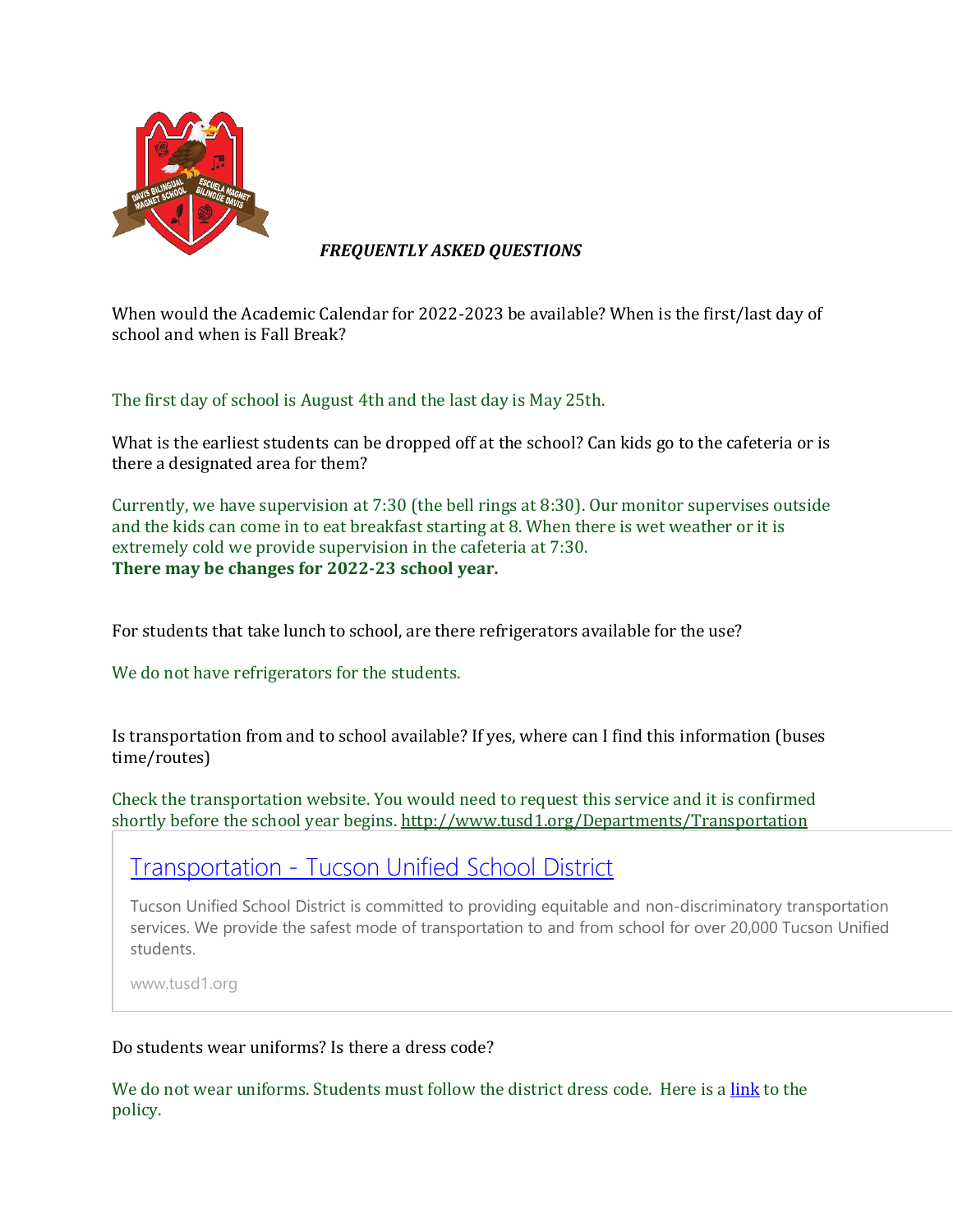***FREQUENTLY ASKED QUESTIONS***

When would the Academic Calendar for 2022-2023 be available? When is the first/last day of school and when is Fall Break?

The first day of school is August 4th and the last day is May 25th.

What is the earliest students can be dropped off at the school? Can kids go to the cafeteria or is there a designated area for them?

Currently, we have supervision at 7:30 (the bell rings at 8:30). Our monitor supervises outside and the kids can come in to eat breakfast starting at 8. When there is wet weather or it is extremely cold we provide supervision in the cafeteria at 7:30.
**There may be changes for 2022-23 school year.**

For students that take lunch to school, are there refrigerators available for the use?

We do not have refrigerators for the students.

Is transportation from and to school available? If yes, where can I find this information (buses time/routes)

Check the transportation website. You would need to request this service and it is confirmed shortly before the school year begins. [http://www.tusd1.org/Departments/Transportation](http://www.tusd1.org/Departments/Transportation)

> [Transportation - Tucson Unified School District](http://www.tusd1.org/Departments/Transportation)
>
> Tucson Unified School District is committed to providing equitable and non-discriminatory transportation services. We provide the safest mode of transportation to and from school for over 20,000 Tucson Unified students.
>
> www.tusd1.org

Do students wear uniforms? Is there a dress code?

We do not wear uniforms. Students must follow the district dress code. Here is a link to the policy.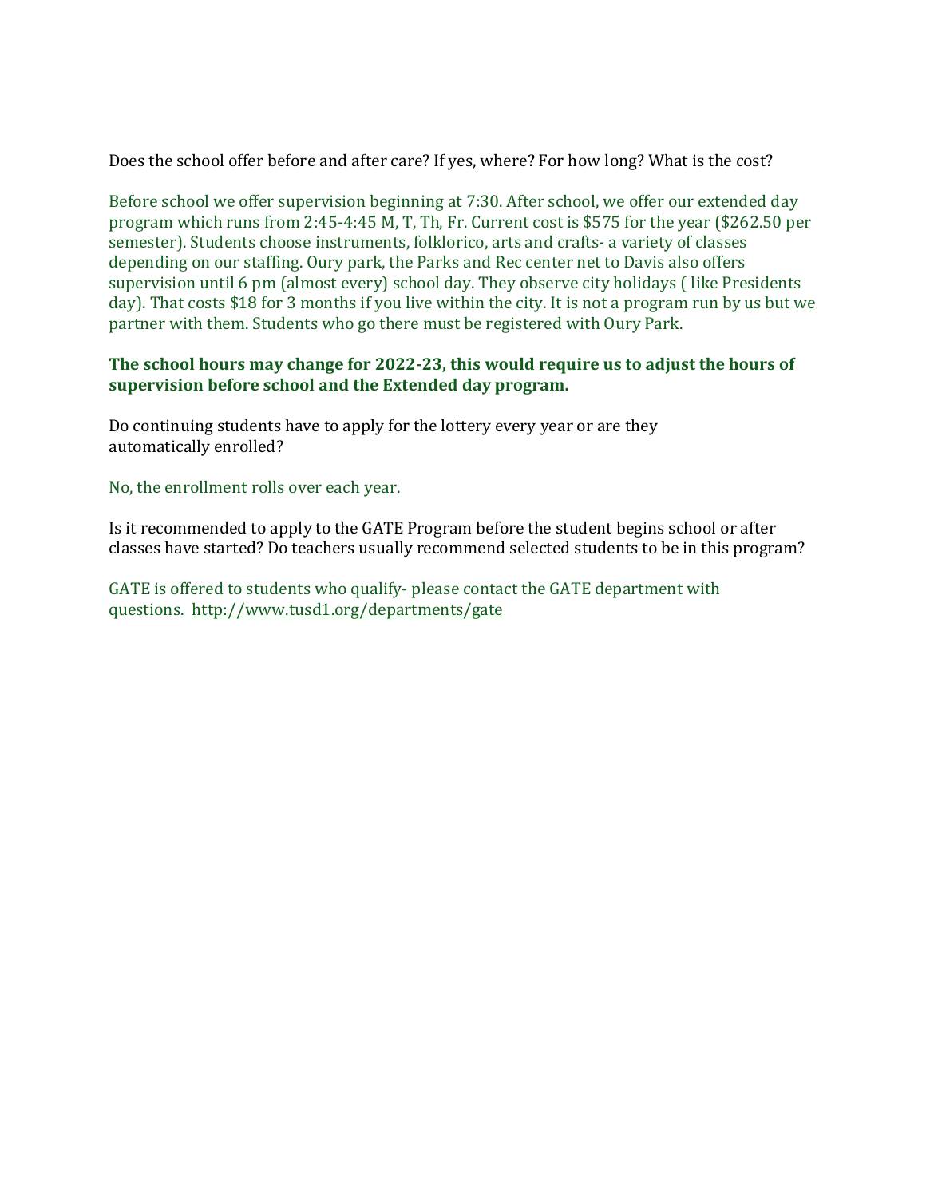Does the school offer before and after care? If yes, where? For how long? What is the cost?

Before school we offer supervision beginning at 7:30. After school, we offer our extended day program which runs from 2:45-4:45 M, T, Th, Fr. Current cost is $575 for the year ($262.50 per semester). Students choose instruments, folklorico, arts and crafts- a variety of classes depending on our staffing. Oury park, the Parks and Rec center net to Davis also offers supervision until 6 pm (almost every) school day. They observe city holidays ( like Presidents day). That costs $18 for 3 months if you live within the city. It is not a program run by us but we partner with them. Students who go there must be registered with Oury Park.

**The school hours may change for 2022-23, this would require us to adjust the hours of supervision before school and the Extended day program.**

Do continuing students have to apply for the lottery every year or are they automatically enrolled?

No, the enrollment rolls over each year.

Is it recommended to apply to the GATE Program before the student begins school or after classes have started? Do teachers usually recommend selected students to be in this program?

GATE is offered to students who qualify- please contact the GATE department with questions. http://www.tusd1.org/departments/gate